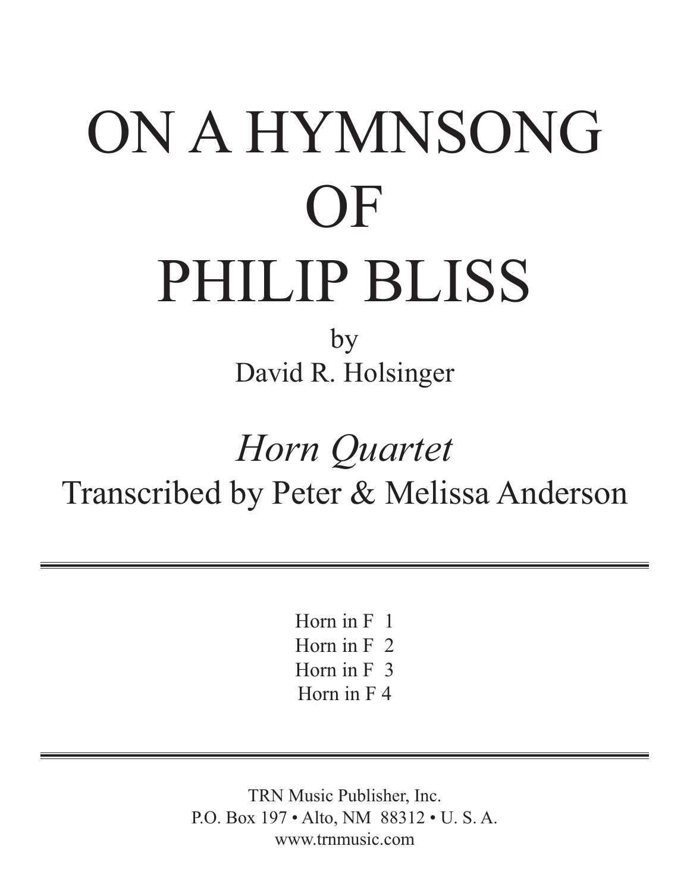# ON A HYMNSONG OF PHILIP BLISS

by

David R. Holsinger

## *Horn Quartet*

Transcribed by Peter & Melissa Anderson

---

Horn in F 1
Horn in F 2
Horn in F 3
Horn in F 4

---

TRN Music Publisher, Inc.
P.O. Box 197 • Alto, NM 88312 • U. S. A.
www.trnmusic.com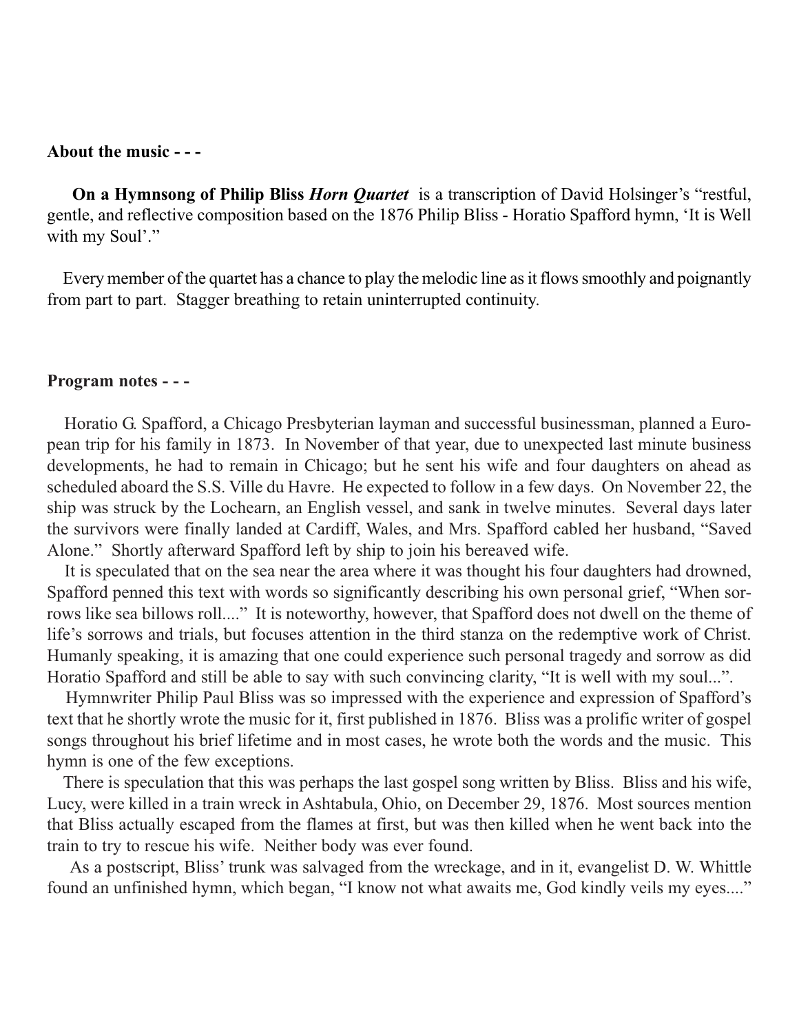**About the music - - -**

**On a Hymnsong of Philip Bliss** ***Horn Quartet*** is a transcription of David Holsinger's "restful, gentle, and reflective composition based on the 1876 Philip Bliss - Horatio Spafford hymn, 'It is Well with my Soul'."

Every member of the quartet has a chance to play the melodic line as it flows smoothly and poignantly from part to part. Stagger breathing to retain uninterrupted continuity.

**Program notes - - -**

Horatio G. Spafford, a Chicago Presbyterian layman and successful businessman, planned a European trip for his family in 1873. In November of that year, due to unexpected last minute business developments, he had to remain in Chicago; but he sent his wife and four daughters on ahead as scheduled aboard the S.S. Ville du Havre. He expected to follow in a few days. On November 22, the ship was struck by the Lochearn, an English vessel, and sank in twelve minutes. Several days later the survivors were finally landed at Cardiff, Wales, and Mrs. Spafford cabled her husband, "Saved Alone." Shortly afterward Spafford left by ship to join his bereaved wife.

It is speculated that on the sea near the area where it was thought his four daughters had drowned, Spafford penned this text with words so significantly describing his own personal grief, "When sorrows like sea billows roll...." It is noteworthy, however, that Spafford does not dwell on the theme of life's sorrows and trials, but focuses attention in the third stanza on the redemptive work of Christ. Humanly speaking, it is amazing that one could experience such personal tragedy and sorrow as did Horatio Spafford and still be able to say with such convincing clarity, "It is well with my soul...".

Hymnwriter Philip Paul Bliss was so impressed with the experience and expression of Spafford's text that he shortly wrote the music for it, first published in 1876. Bliss was a prolific writer of gospel songs throughout his brief lifetime and in most cases, he wrote both the words and the music. This hymn is one of the few exceptions.

There is speculation that this was perhaps the last gospel song written by Bliss. Bliss and his wife, Lucy, were killed in a train wreck in Ashtabula, Ohio, on December 29, 1876. Most sources mention that Bliss actually escaped from the flames at first, but was then killed when he went back into the train to try to rescue his wife. Neither body was ever found.

As a postscript, Bliss' trunk was salvaged from the wreckage, and in it, evangelist D. W. Whittle found an unfinished hymn, which began, "I know not what awaits me, God kindly veils my eyes...."